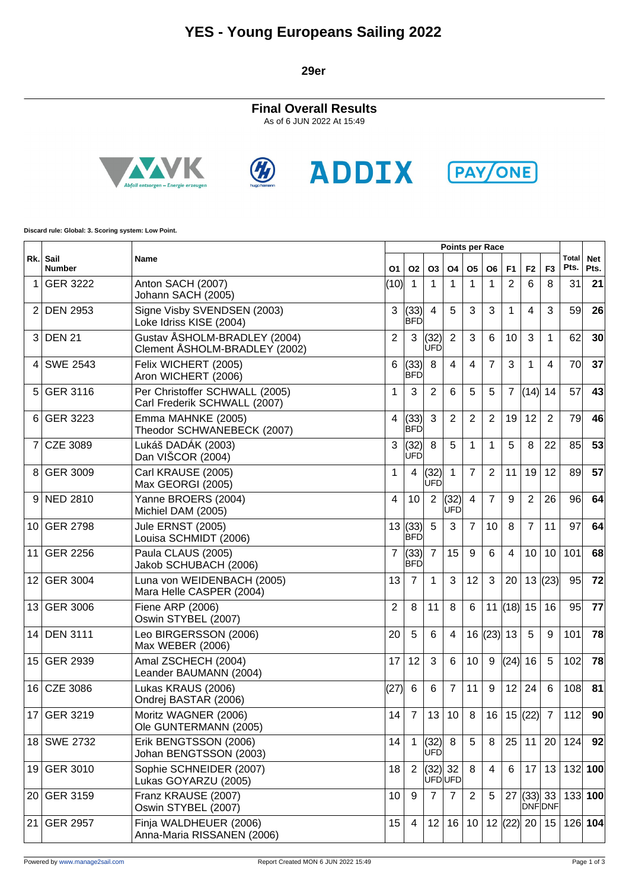# YES - Young Europeans Sailing 2022

**29er**

## Final Overall Results

As of 6 JUN 2022 At 15:49

Discard rule: Global: 3. Scoring system: Low Point.

| Rk. | Sail Number | Name | O1 | O2 | O3 | O4 | O5 | O6 | F1 | F2 | F3 | Total Pts. | Net Pts. |
|---|---|---|---|---|---|---|---|---|---|---|---|---|---|
| | | | Points per Race | | | | | | | | | | |
| 1 | GER 3222 | Anton SACH (2007)<br>Johann SACH (2005) | (10) | 1 | 1 | 1 | 1 | 1 | 2 | 6 | 8 | 31 | **21** |
| 2 | DEN 2953 | Signe Visby SVENDSEN (2003)<br>Loke Idriss KISE (2004) | 3 | (33) BFD | 4 | 5 | 3 | 3 | 1 | 4 | 3 | 59 | **26** |
| 3 | DEN 21 | Gustav ÅSHOLM-BRADLEY (2004)<br>Clement ÅSHOLM-BRADLEY (2002) | 2 | 3 | (32) UFD | 2 | 3 | 6 | 10 | 3 | 1 | 62 | **30** |
| 4 | SWE 2543 | Felix WICHERT (2005)<br>Aron WICHERT (2006) | 6 | (33) BFD | 8 | 4 | 4 | 7 | 3 | 1 | 4 | 70 | **37** |
| 5 | GER 3116 | Per Christoffer SCHWALL (2005)<br>Carl Frederik SCHWALL (2007) | 1 | 3 | 2 | 6 | 5 | 5 | 7 | (14) | 14 | 57 | **43** |
| 6 | GER 3223 | Emma MAHNKE (2005)<br>Theodor SCHWANEBECK (2007) | 4 | (33) BFD | 3 | 2 | 2 | 2 | 19 | 12 | 2 | 79 | **46** |
| 7 | CZE 3089 | Lukáš DADÁK (2003)<br>Dan VIŠCOR (2004) | 3 | (32) UFD | 8 | 5 | 1 | 1 | 5 | 8 | 22 | 85 | **53** |
| 8 | GER 3009 | Carl KRAUSE (2005)<br>Max GEORGI (2005) | 1 | 4 | (32) UFD | 1 | 7 | 2 | 11 | 19 | 12 | 89 | **57** |
| 9 | NED 2810 | Yanne BROERS (2004)<br>Michiel DAM (2005) | 4 | 10 | 2 | (32) UFD | 4 | 7 | 9 | 2 | 26 | 96 | **64** |
| 10 | GER 2798 | Jule ERNST (2005)<br>Louisa SCHMIDT (2006) | 13 | (33) BFD | 5 | 3 | 7 | 10 | 8 | 7 | 11 | 97 | **64** |
| 11 | GER 2256 | Paula CLAUS (2005)<br>Jakob SCHUBACH (2006) | 7 | (33) BFD | 7 | 15 | 9 | 6 | 4 | 10 | 10 | 101 | **68** |
| 12 | GER 3004 | Luna von WEIDENBACH (2005)<br>Mara Helle CASPER (2004) | 13 | 7 | 1 | 3 | 12 | 3 | 20 | 13 | (23) | 95 | **72** |
| 13 | GER 3006 | Fiene ARP (2006)<br>Oswin STYBEL (2007) | 2 | 8 | 11 | 8 | 6 | 11 | (18) | 15 | 16 | 95 | **77** |
| 14 | DEN 3111 | Leo BIRGERSSON (2006)<br>Max WEBER (2006) | 20 | 5 | 6 | 4 | 16 | (23) | 13 | 5 | 9 | 101 | **78** |
| 15 | GER 2939 | Amal ZSCHECH (2004)<br>Leander BAUMANN (2004) | 17 | 12 | 3 | 6 | 10 | 9 | (24) | 16 | 5 | 102 | **78** |
| 16 | CZE 3086 | Lukas KRAUS (2006)<br>Ondrej BASTAR (2006) | (27) | 6 | 6 | 7 | 11 | 9 | 12 | 24 | 6 | 108 | **81** |
| 17 | GER 3219 | Moritz WAGNER (2006)<br>Ole GUNTERMANN (2005) | 14 | 7 | 13 | 10 | 8 | 16 | 15 | (22) | 7 | 112 | **90** |
| 18 | SWE 2732 | Erik BENGTSSON (2006)<br>Johan BENGTSSON (2003) | 14 | 1 | (32) UFD | 8 | 5 | 8 | 25 | 11 | 20 | 124 | **92** |
| 19 | GER 3010 | Sophie SCHNEIDER (2007)<br>Lukas GOYARZU (2005) | 18 | 2 | (32) UFD | 32 UFD | 8 | 4 | 6 | 17 | 13 | 132 | **100** |
| 20 | GER 3159 | Franz KRAUSE (2007)<br>Oswin STYBEL (2007) | 10 | 9 | 7 | 7 | 2 | 5 | 27 | (33) DNF | 33 DNF | 133 | **100** |
| 21 | GER 2957 | Finja WALDHEUER (2006)<br>Anna-Maria RISSANEN (2006) | 15 | 4 | 12 | 16 | 10 | 12 | (22) | 20 | 15 | 126 | **104** |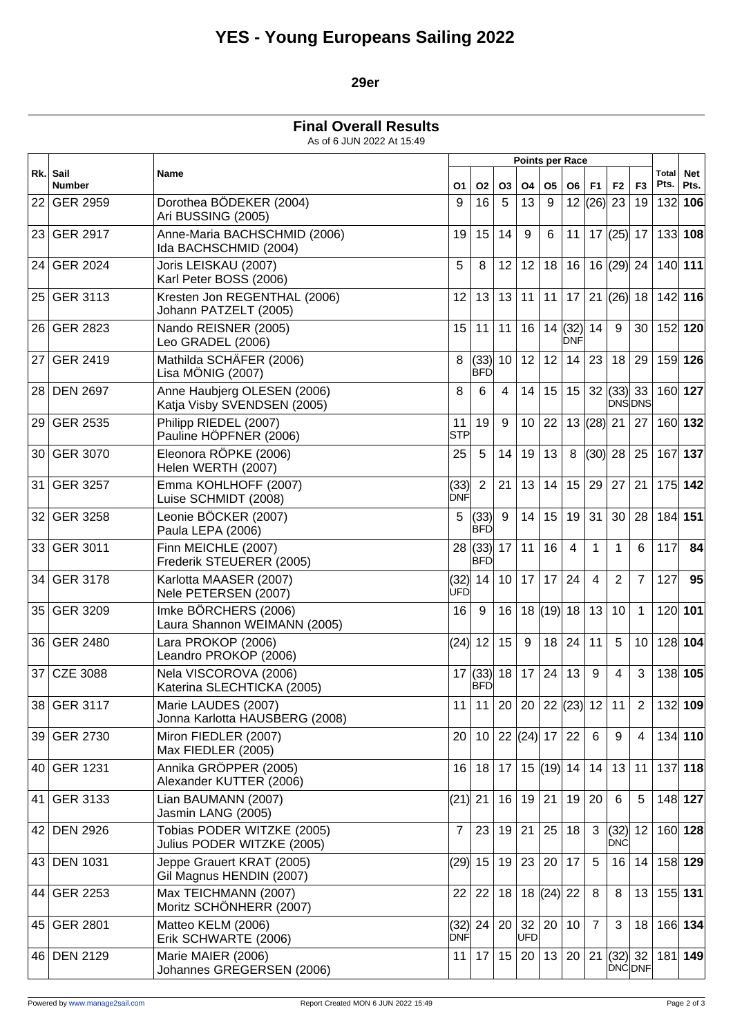# YES - Young Europeans Sailing 2022

## 29er

### Final Overall Results

As of 6 JUN 2022 At 15:49

| Rk. | Sail Number | Name | Points per Race | | | | | | | | | Total Pts. | Net Pts. |
|---|---|---|---|---|---|---|---|---|---|---|---|---|---|
| | | | O1 | O2 | O3 | O4 | O5 | O6 | F1 | F2 | F3 | | |
| 22 | GER 2959 | Dorothea BÖDEKER (2004) Ari BUSSING (2005) | 9 | 16 | 5 | 13 | 9 | 12 | (26) | 23 | 19 | 132 | **106** |
| 23 | GER 2917 | Anne-Maria BACHSCHMID (2006) Ida BACHSCHMID (2004) | 19 | 15 | 14 | 9 | 6 | 11 | 17 | (25) | 17 | 133 | **108** |
| 24 | GER 2024 | Joris LEISKAU (2007) Karl Peter BOSS (2006) | 5 | 8 | 12 | 12 | 18 | 16 | 16 | (29) | 24 | 140 | **111** |
| 25 | GER 3113 | Kresten Jon REGENTHAL (2006) Johann PATZELT (2005) | 12 | 13 | 13 | 11 | 11 | 17 | 21 | (26) | 18 | 142 | **116** |
| 26 | GER 2823 | Nando REISNER (2005) Leo GRADEL (2006) | 15 | 11 | 11 | 16 | 14 | (32) DNF | 14 | 9 | 30 | 152 | **120** |
| 27 | GER 2419 | Mathilda SCHÄFER (2006) Lisa MÖNIG (2007) | 8 | (33) BFD | 10 | 12 | 12 | 14 | 23 | 18 | 29 | 159 | **126** |
| 28 | DEN 2697 | Anne Haubjerg OLESEN (2006) Katja Visby SVENDSEN (2005) | 8 | 6 | 4 | 14 | 15 | 15 | 32 | (33) DNS | 33 DNS | 160 | **127** |
| 29 | GER 2535 | Philipp RIEDEL (2007) Pauline HÖPFNER (2006) | 11 STP | 19 | 9 | 10 | 22 | 13 | (28) | 21 | 27 | 160 | **132** |
| 30 | GER 3070 | Eleonora RÖPKE (2006) Helen WERTH (2007) | 25 | 5 | 14 | 19 | 13 | 8 | (30) | 28 | 25 | 167 | **137** |
| 31 | GER 3257 | Emma KOHLHOFF (2007) Luise SCHMIDT (2008) | (33) DNF | 2 | 21 | 13 | 14 | 15 | 29 | 27 | 21 | 175 | **142** |
| 32 | GER 3258 | Leonie BÖCKER (2007) Paula LEPA (2006) | 5 | (33) BFD | 9 | 14 | 15 | 19 | 31 | 30 | 28 | 184 | **151** |
| 33 | GER 3011 | Finn MEICHLE (2007) Frederik STEUERER (2005) | 28 | (33) BFD | 17 | 11 | 16 | 4 | 1 | 1 | 6 | 117 | **84** |
| 34 | GER 3178 | Karlotta MAASER (2007) Nele PETERSEN (2007) | (32) UFD | 14 | 10 | 17 | 17 | 24 | 4 | 2 | 7 | 127 | **95** |
| 35 | GER 3209 | Imke BÖRCHERS (2006) Laura Shannon WEIMANN (2005) | 16 | 9 | 16 | 18 | (19) | 18 | 13 | 10 | 1 | 120 | **101** |
| 36 | GER 2480 | Lara PROKOP (2006) Leandro PROKOP (2006) | (24) | 12 | 15 | 9 | 18 | 24 | 11 | 5 | 10 | 128 | **104** |
| 37 | CZE 3088 | Nela VISCOROVA (2006) Katerina SLECHTICKA (2005) | 17 | (33) BFD | 18 | 17 | 24 | 13 | 9 | 4 | 3 | 138 | **105** |
| 38 | GER 3117 | Marie LAUDES (2007) Jonna Karlotta HAUSBERG (2008) | 11 | 11 | 20 | 20 | 22 | (23) | 12 | 11 | 2 | 132 | **109** |
| 39 | GER 2730 | Miron FIEDLER (2007) Max FIEDLER (2005) | 20 | 10 | 22 | (24) | 17 | 22 | 6 | 9 | 4 | 134 | **110** |
| 40 | GER 1231 | Annika GRÖPPER (2005) Alexander KUTTER (2006) | 16 | 18 | 17 | 15 | (19) | 14 | 14 | 13 | 11 | 137 | **118** |
| 41 | GER 3133 | Lian BAUMANN (2007) Jasmin LANG (2005) | (21) | 21 | 16 | 19 | 21 | 19 | 20 | 6 | 5 | 148 | **127** |
| 42 | DEN 2926 | Tobias PODER WITZKE (2005) Julius PODER WITZKE (2005) | 7 | 23 | 19 | 21 | 25 | 18 | 3 | (32) DNC | 12 | 160 | **128** |
| 43 | DEN 1031 | Jeppe Grauert KRAT (2005) Gil Magnus HENDIN (2007) | (29) | 15 | 19 | 23 | 20 | 17 | 5 | 16 | 14 | 158 | **129** |
| 44 | GER 2253 | Max TEICHMANN (2007) Moritz SCHÖNHERR (2007) | 22 | 22 | 18 | 18 | (24) | 22 | 8 | 8 | 13 | 155 | **131** |
| 45 | GER 2801 | Matteo KELM (2006) Erik SCHWARTE (2006) | (32) DNF | 24 | 20 | 32 UFD | 20 | 10 | 7 | 3 | 18 | 166 | **134** |
| 46 | DEN 2129 | Marie MAIER (2006) Johannes GREGERSEN (2006) | 11 | 17 | 15 | 20 | 13 | 20 | 21 | (32) DNC | 32 DNF | 181 | **149** |

Powered by www.manage2sail.com — Report Created MON 6 JUN 2022 15:49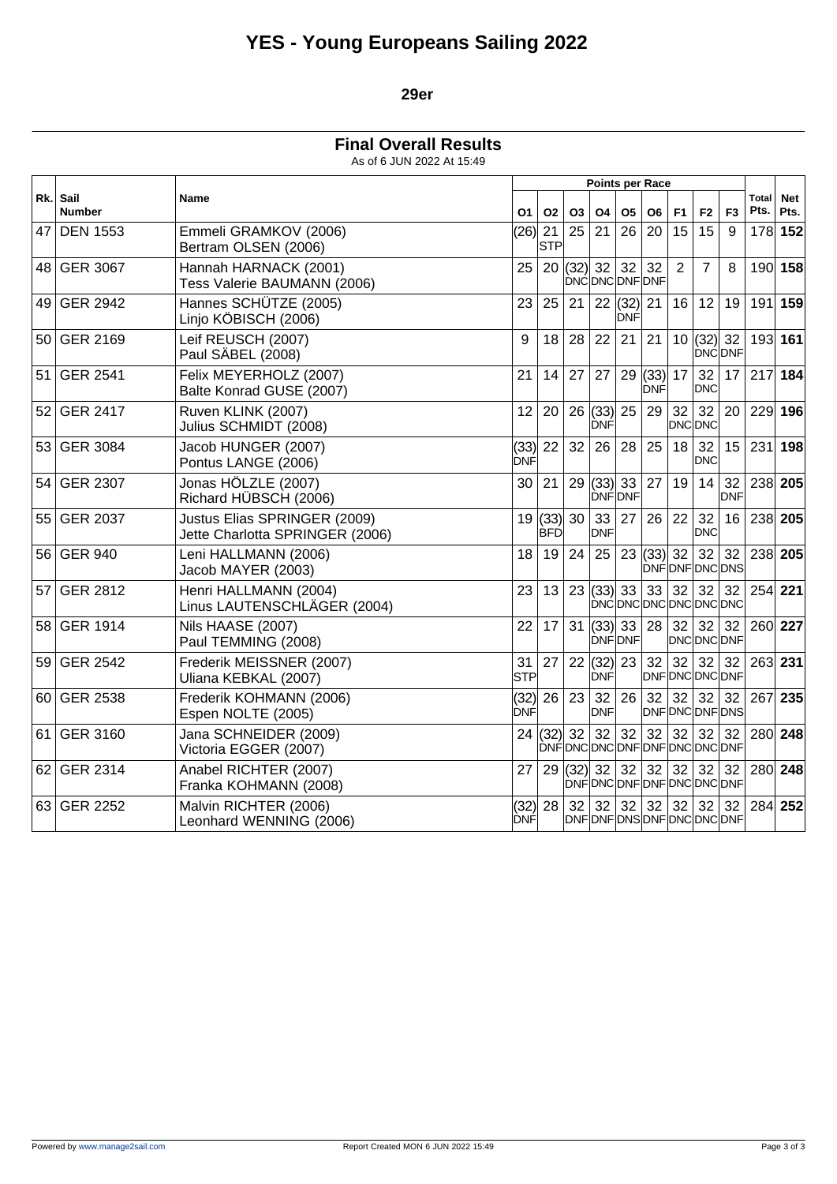# YES - Young Europeans Sailing 2022

## 29er

### Final Overall Results

As of 6 JUN 2022 At 15:49

| Rk. | Sail Number | Name | Points per Race | | | | | | | | | Total Pts. | Net Pts. |
|---|---|---|---|---|---|---|---|---|---|---|---|---|---|
| | | | O1 | O2 | O3 | O4 | O5 | O6 | F1 | F2 | F3 | | |
| 47 | DEN 1553 | Emmeli GRAMKOV (2006) Bertram OLSEN (2006) | (26) | 21 STP | 25 | 21 | 26 | 20 | 15 | 15 | 9 | 178 | **152** |
| 48 | GER 3067 | Hannah HARNACK (2001) Tess Valerie BAUMANN (2006) | 25 | 20 | (32) DNC | 32 DNC | 32 DNF | 32 DNF | 2 | 7 | 8 | 190 | **158** |
| 49 | GER 2942 | Hannes SCHÜTZE (2005) Linjo KÖBISCH (2006) | 23 | 25 | 21 | 22 | (32) DNF | 21 | 16 | 12 | 19 | 191 | **159** |
| 50 | GER 2169 | Leif REUSCH (2007) Paul SÄBEL (2008) | 9 | 18 | 28 | 22 | 21 | 21 | 10 | (32) DNC | 32 DNF | 193 | **161** |
| 51 | GER 2541 | Felix MEYERHOLZ (2007) Balte Konrad GUSE (2007) | 21 | 14 | 27 | 27 | 29 | (33) DNF | 17 | 32 DNC | 17 | 217 | **184** |
| 52 | GER 2417 | Ruven KLINK (2007) Julius SCHMIDT (2008) | 12 | 20 | 26 | (33) DNF | 25 | 29 | 32 DNC | 32 DNC | 20 | 229 | **196** |
| 53 | GER 3084 | Jacob HUNGER (2007) Pontus LANGE (2006) | (33) DNF | 22 | 32 | 26 | 28 | 25 | 18 | 32 DNC | 15 | 231 | **198** |
| 54 | GER 2307 | Jonas HÖLZLE (2007) Richard HÜBSCH (2006) | 30 | 21 | 29 | (33) DNF | 33 DNF | 27 | 19 | 14 | 32 DNF | 238 | **205** |
| 55 | GER 2037 | Justus Elias SPRINGER (2009) Jette Charlotta SPRINGER (2006) | 19 | (33) BFD | 30 | 33 DNF | 27 | 26 | 22 | 32 DNC | 16 | 238 | **205** |
| 56 | GER 940 | Leni HALLMANN (2006) Jacob MAYER (2003) | 18 | 19 | 24 | 25 | 23 | (33) DNF | 32 DNF | 32 DNC | 32 DNS | 238 | **205** |
| 57 | GER 2812 | Henri HALLMANN (2004) Linus LAUTENSCHLÄGER (2004) | 23 | 13 | 23 | (33) DNC | 33 DNC | 33 DNC | 32 DNC | 32 DNC | 32 DNC | 254 | **221** |
| 58 | GER 1914 | Nils HAASE (2007) Paul TEMMING (2008) | 22 | 17 | 31 | (33) DNF | 33 DNF | 28 | 32 DNC | 32 DNC | 32 DNF | 260 | **227** |
| 59 | GER 2542 | Frederik MEISSNER (2007) Uliana KEBKAL (2007) | 31 STP | 27 | 22 | (32) DNF | 23 | 32 DNF | 32 DNC | 32 DNC | 32 DNF | 263 | **231** |
| 60 | GER 2538 | Frederik KOHMANN (2006) Espen NOLTE (2005) | (32) DNF | 26 | 23 | 32 DNF | 26 | 32 DNF | 32 DNC | 32 DNF | 32 DNS | 267 | **235** |
| 61 | GER 3160 | Jana SCHNEIDER (2009) Victoria EGGER (2007) | 24 | (32) DNF | 32 DNC | 32 DNC | 32 DNF | 32 DNF | 32 DNC | 32 DNC | 32 DNF | 280 | **248** |
| 62 | GER 2314 | Anabel RICHTER (2007) Franka KOHMANN (2008) | 27 | 29 | (32) DNF | 32 DNC | 32 DNF | 32 DNF | 32 DNC | 32 DNC | 32 DNF | 280 | **248** |
| 63 | GER 2252 | Malvin RICHTER (2006) Leonhard WENNING (2006) | (32) DNF | 28 | 32 DNF | 32 DNF | 32 DNS | 32 DNF | 32 DNC | 32 DNC | 32 DNF | 284 | **252** |